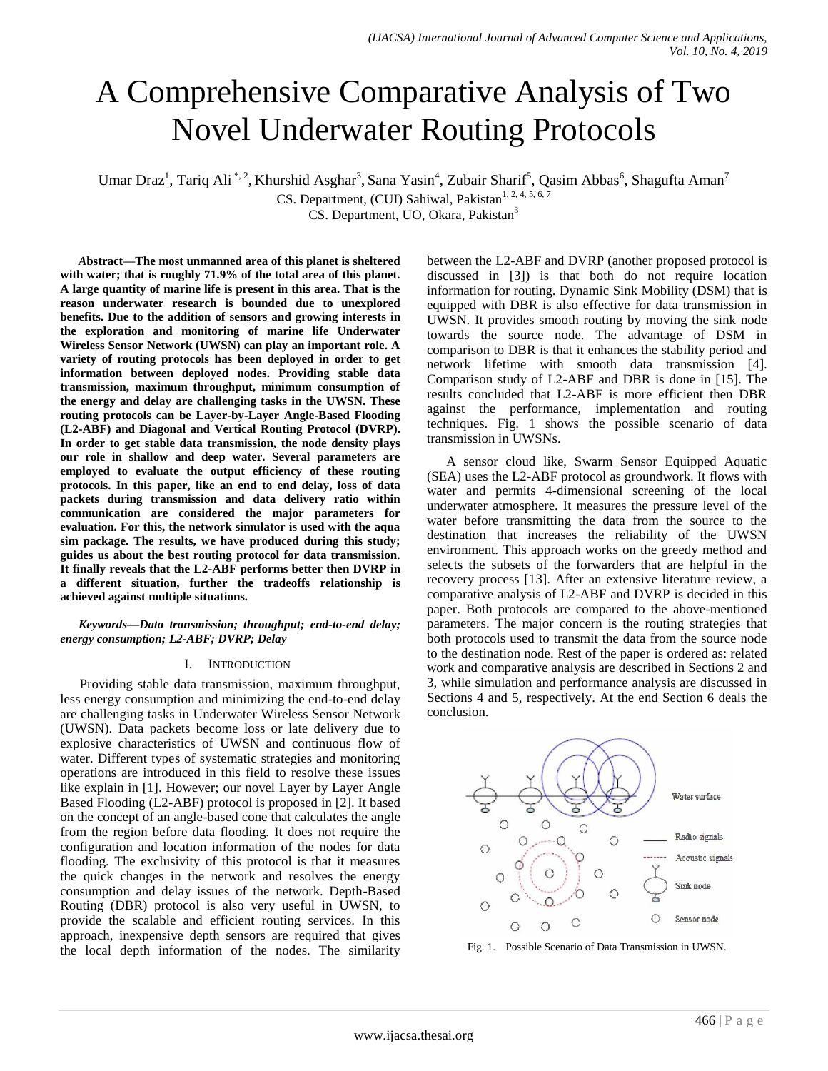# A Comprehensive Comparative Analysis of Two Novel Underwater Routing Protocols

Umar Draz[1], Tariq Ali[*, 2], Khurshid Asghar[3], Sana Yasin[4], Zubair Sharif[5], Qasim Abbas[6], Shagufta Aman[7]

CS. Department, (CUI) Sahiwal, Pakistan[1, 2, 4, 5, 6, 7]

CS. Department, UO, Okara, Pakistan[3]

***Abstract*—The most unmanned area of this planet is sheltered with water; that is roughly 71.9% of the total area of this planet. A large quantity of marine life is present in this area. That is the reason underwater research is bounded due to unexplored benefits. Due to the addition of sensors and growing interests in the exploration and monitoring of marine life Underwater Wireless Sensor Network (UWSN) can play an important role. A variety of routing protocols has been deployed in order to get information between deployed nodes. Providing stable data transmission, maximum throughput, minimum consumption of the energy and delay are challenging tasks in the UWSN. These routing protocols can be Layer-by-Layer Angle-Based Flooding (L2-ABF) and Diagonal and Vertical Routing Protocol (DVRP). In order to get stable data transmission, the node density plays our role in shallow and deep water. Several parameters are employed to evaluate the output efficiency of these routing protocols. In this paper, like an end to end delay, loss of data packets during transmission and data delivery ratio within communication are considered the major parameters for evaluation. For this, the network simulator is used with the aqua sim package. The results, we have produced during this study; guides us about the best routing protocol for data transmission. It finally reveals that the L2-ABF performs better then DVRP in a different situation, further the tradeoffs relationship is achieved against multiple situations.**

***Keywords*—Data transmission; throughput; end-to-end delay; energy consumption; L2-ABF; DVRP; Delay**

## I. Introduction

Providing stable data transmission, maximum throughput, less energy consumption and minimizing the end-to-end delay are challenging tasks in Underwater Wireless Sensor Network (UWSN). Data packets become loss or late delivery due to explosive characteristics of UWSN and continuous flow of water. Different types of systematic strategies and monitoring operations are introduced in this field to resolve these issues like explain in [1]. However; our novel Layer by Layer Angle Based Flooding (L2-ABF) protocol is proposed in [2]. It based on the concept of an angle-based cone that calculates the angle from the region before data flooding. It does not require the configuration and location information of the nodes for data flooding. The exclusivity of this protocol is that it measures the quick changes in the network and resolves the energy consumption and delay issues of the network. Depth-Based Routing (DBR) protocol is also very useful in UWSN, to provide the scalable and efficient routing services. In this approach, inexpensive depth sensors are required that gives the local depth information of the nodes. The similarity between the L2-ABF and DVRP (another proposed protocol is discussed in [3]) is that both do not require location information for routing. Dynamic Sink Mobility (DSM) that is equipped with DBR is also effective for data transmission in UWSN. It provides smooth routing by moving the sink node towards the source node. The advantage of DSM in comparison to DBR is that it enhances the stability period and network lifetime with smooth data transmission [4]. Comparison study of L2-ABF and DBR is done in [15]. The results concluded that L2-ABF is more efficient then DBR against the performance, implementation and routing techniques. Fig. 1 shows the possible scenario of data transmission in UWSNs.

A sensor cloud like, Swarm Sensor Equipped Aquatic (SEA) uses the L2-ABF protocol as groundwork. It flows with water and permits 4-dimensional screening of the local underwater atmosphere. It measures the pressure level of the water before transmitting the data from the source to the destination that increases the reliability of the UWSN environment. This approach works on the greedy method and selects the subsets of the forwarders that are helpful in the recovery process [13]. After an extensive literature review, a comparative analysis of L2-ABF and DVRP is decided in this paper. Both protocols are compared to the above-mentioned parameters. The major concern is the routing strategies that both protocols used to transmit the data from the source node to the destination node. Rest of the paper is ordered as: related work and comparative analysis are described in Sections 2 and 3, while simulation and performance analysis are discussed in Sections 4 and 5, respectively. At the end Section 6 deals the conclusion.

Fig. 1. Possible Scenario of Data Transmission in UWSN.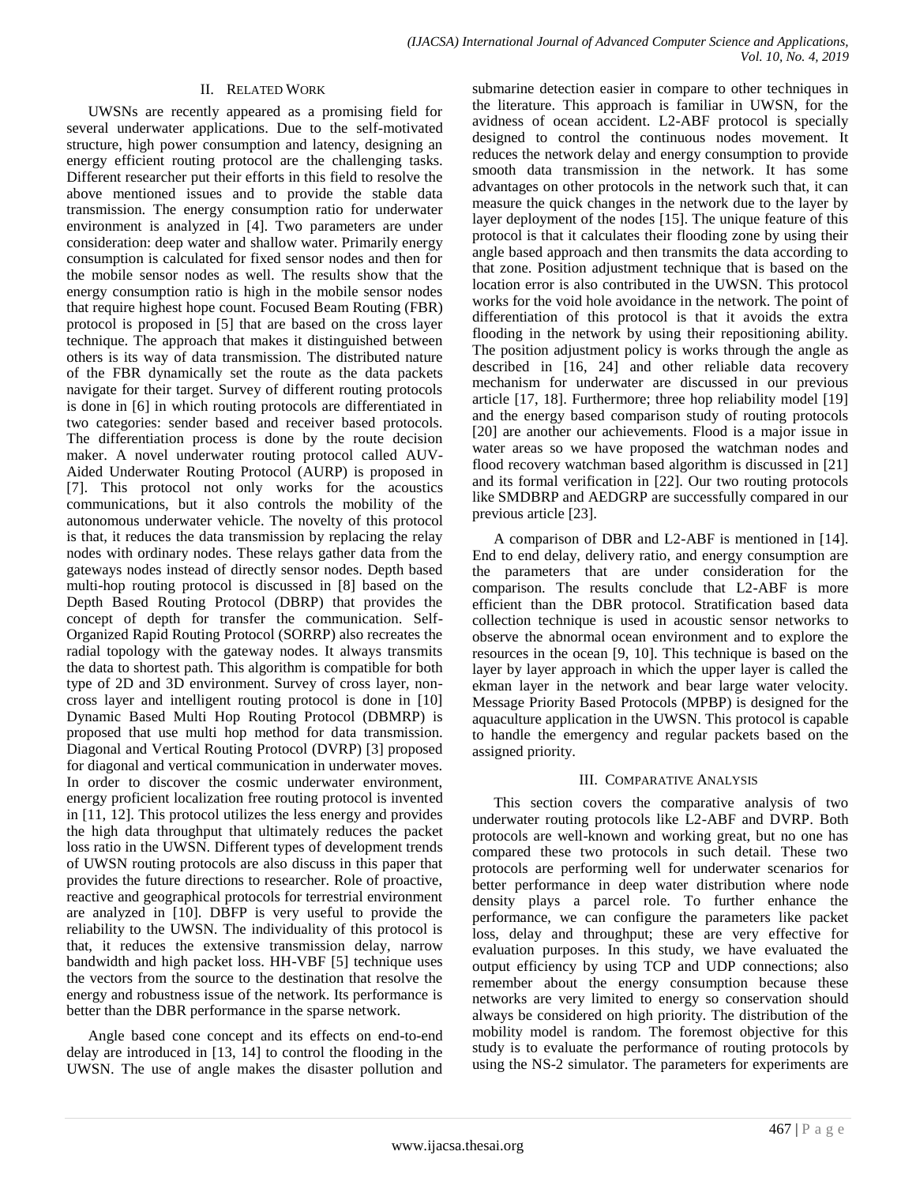## II. Related Work

UWSNs are recently appeared as a promising field for several underwater applications. Due to the self-motivated structure, high power consumption and latency, designing an energy efficient routing protocol are the challenging tasks. Different researcher put their efforts in this field to resolve the above mentioned issues and to provide the stable data transmission. The energy consumption ratio for underwater environment is analyzed in [4]. Two parameters are under consideration: deep water and shallow water. Primarily energy consumption is calculated for fixed sensor nodes and then for the mobile sensor nodes as well. The results show that the energy consumption ratio is high in the mobile sensor nodes that require highest hope count. Focused Beam Routing (FBR) protocol is proposed in [5] that are based on the cross layer technique. The approach that makes it distinguished between others is its way of data transmission. The distributed nature of the FBR dynamically set the route as the data packets navigate for their target. Survey of different routing protocols is done in [6] in which routing protocols are differentiated in two categories: sender based and receiver based protocols. The differentiation process is done by the route decision maker. A novel underwater routing protocol called AUV-Aided Underwater Routing Protocol (AURP) is proposed in [7]. This protocol not only works for the acoustics communications, but it also controls the mobility of the autonomous underwater vehicle. The novelty of this protocol is that, it reduces the data transmission by replacing the relay nodes with ordinary nodes. These relays gather data from the gateways nodes instead of directly sensor nodes. Depth based multi-hop routing protocol is discussed in [8] based on the Depth Based Routing Protocol (DBRP) that provides the concept of depth for transfer the communication. Self-Organized Rapid Routing Protocol (SORRP) also recreates the radial topology with the gateway nodes. It always transmits the data to shortest path. This algorithm is compatible for both type of 2D and 3D environment. Survey of cross layer, non-cross layer and intelligent routing protocol is done in [10] Dynamic Based Multi Hop Routing Protocol (DBMRP) is proposed that use multi hop method for data transmission. Diagonal and Vertical Routing Protocol (DVRP) [3] proposed for diagonal and vertical communication in underwater moves. In order to discover the cosmic underwater environment, energy proficient localization free routing protocol is invented in [11, 12]. This protocol utilizes the less energy and provides the high data throughput that ultimately reduces the packet loss ratio in the UWSN. Different types of development trends of UWSN routing protocols are also discuss in this paper that provides the future directions to researcher. Role of proactive, reactive and geographical protocols for terrestrial environment are analyzed in [10]. DBFP is very useful to provide the reliability to the UWSN. The individuality of this protocol is that, it reduces the extensive transmission delay, narrow bandwidth and high packet loss. HH-VBF [5] technique uses the vectors from the source to the destination that resolve the energy and robustness issue of the network. Its performance is better than the DBR performance in the sparse network.

Angle based cone concept and its effects on end-to-end delay are introduced in [13, 14] to control the flooding in the UWSN. The use of angle makes the disaster pollution and submarine detection easier in compare to other techniques in the literature. This approach is familiar in UWSN, for the avidness of ocean accident. L2-ABF protocol is specially designed to control the continuous nodes movement. It reduces the network delay and energy consumption to provide smooth data transmission in the network. It has some advantages on other protocols in the network such that, it can measure the quick changes in the network due to the layer by layer deployment of the nodes [15]. The unique feature of this protocol is that it calculates their flooding zone by using their angle based approach and then transmits the data according to that zone. Position adjustment technique that is based on the location error is also contributed in the UWSN. This protocol works for the void hole avoidance in the network. The point of differentiation of this protocol is that it avoids the extra flooding in the network by using their repositioning ability. The position adjustment policy is works through the angle as described in [16, 24] and other reliable data recovery mechanism for underwater are discussed in our previous article [17, 18]. Furthermore; three hop reliability model [19] and the energy based comparison study of routing protocols [20] are another our achievements. Flood is a major issue in water areas so we have proposed the watchman nodes and flood recovery watchman based algorithm is discussed in [21] and its formal verification in [22]. Our two routing protocols like SMDBRP and AEDGRP are successfully compared in our previous article [23].

A comparison of DBR and L2-ABF is mentioned in [14]. End to end delay, delivery ratio, and energy consumption are the parameters that are under consideration for the comparison. The results conclude that L2-ABF is more efficient than the DBR protocol. Stratification based data collection technique is used in acoustic sensor networks to observe the abnormal ocean environment and to explore the resources in the ocean [9, 10]. This technique is based on the layer by layer approach in which the upper layer is called the ekman layer in the network and bear large water velocity. Message Priority Based Protocols (MPBP) is designed for the aquaculture application in the UWSN. This protocol is capable to handle the emergency and regular packets based on the assigned priority.

## III. Comparative Analysis

This section covers the comparative analysis of two underwater routing protocols like L2-ABF and DVRP. Both protocols are well-known and working great, but no one has compared these two protocols in such detail. These two protocols are performing well for underwater scenarios for better performance in deep water distribution where node density plays a parcel role. To further enhance the performance, we can configure the parameters like packet loss, delay and throughput; these are very effective for evaluation purposes. In this study, we have evaluated the output efficiency by using TCP and UDP connections; also remember about the energy consumption because these networks are very limited to energy so conservation should always be considered on high priority. The distribution of the mobility model is random. The foremost objective for this study is to evaluate the performance of routing protocols by using the NS-2 simulator. The parameters for experiments are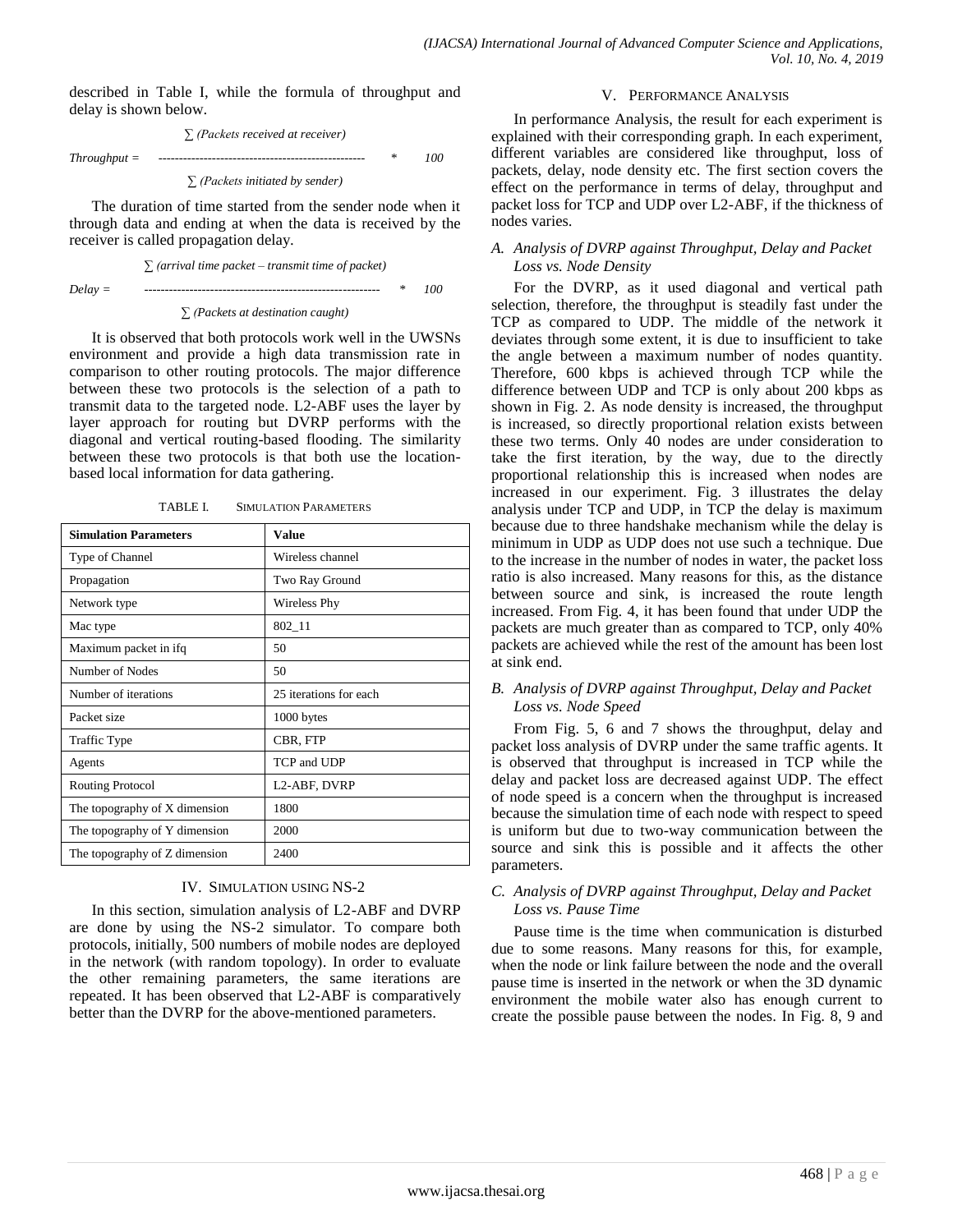described in Table I, while the formula of throughput and delay is shown below.

$$Throughput = \frac{\sum (Packets\ received\ at\ receiver)}{\sum (Packets\ initiated\ by\ sender)} * 100$$

The duration of time started from the sender node when it through data and ending at when the data is received by the receiver is called propagation delay.

$$Delay = \frac{\sum (arrival\ time\ packet - transmit\ time\ of\ packet)}{\sum (Packets\ at\ destination\ caught)} * 100$$

It is observed that both protocols work well in the UWSNs environment and provide a high data transmission rate in comparison to other routing protocols. The major difference between these two protocols is the selection of a path to transmit data to the targeted node. L2-ABF uses the layer by layer approach for routing but DVRP performs with the diagonal and vertical routing-based flooding. The similarity between these two protocols is that both use the location-based local information for data gathering.

TABLE I. SIMULATION PARAMETERS

| Simulation Parameters | Value |
| --- | --- |
| Type of Channel | Wireless channel |
| Propagation | Two Ray Ground |
| Network type | Wireless Phy |
| Mac type | 802_11 |
| Maximum packet in ifq | 50 |
| Number of Nodes | 50 |
| Number of iterations | 25 iterations for each |
| Packet size | 1000 bytes |
| Traffic Type | CBR, FTP |
| Agents | TCP and UDP |
| Routing Protocol | L2-ABF, DVRP |
| The topography of X dimension | 1800 |
| The topography of Y dimension | 2000 |
| The topography of Z dimension | 2400 |

## IV. Simulation using NS-2

In this section, simulation analysis of L2-ABF and DVRP are done by using the NS-2 simulator. To compare both protocols, initially, 500 numbers of mobile nodes are deployed in the network (with random topology). In order to evaluate the other remaining parameters, the same iterations are repeated. It has been observed that L2-ABF is comparatively better than the DVRP for the above-mentioned parameters.

## V. Performance Analysis

In performance Analysis, the result for each experiment is explained with their corresponding graph. In each experiment, different variables are considered like throughput, loss of packets, delay, node density etc. The first section covers the effect on the performance in terms of delay, throughput and packet loss for TCP and UDP over L2-ABF, if the thickness of nodes varies.

### *A. Analysis of DVRP against Throughput, Delay and Packet Loss vs. Node Density*

For the DVRP, as it used diagonal and vertical path selection, therefore, the throughput is steadily fast under the TCP as compared to UDP. The middle of the network it deviates through some extent, it is due to insufficient to take the angle between a maximum number of nodes quantity. Therefore, 600 kbps is achieved through TCP while the difference between UDP and TCP is only about 200 kbps as shown in Fig. 2. As node density is increased, the throughput is increased, so directly proportional relation exists between these two terms. Only 40 nodes are under consideration to take the first iteration, by the way, due to the directly proportional relationship this is increased when nodes are increased in our experiment. Fig. 3 illustrates the delay analysis under TCP and UDP, in TCP the delay is maximum because due to three handshake mechanism while the delay is minimum in UDP as UDP does not use such a technique. Due to the increase in the number of nodes in water, the packet loss ratio is also increased. Many reasons for this, as the distance between source and sink, is increased the route length increased. From Fig. 4, it has been found that under UDP the packets are much greater than as compared to TCP, only 40% packets are achieved while the rest of the amount has been lost at sink end.

### *B. Analysis of DVRP against Throughput, Delay and Packet Loss vs. Node Speed*

From Fig. 5, 6 and 7 shows the throughput, delay and packet loss analysis of DVRP under the same traffic agents. It is observed that throughput is increased in TCP while the delay and packet loss are decreased against UDP. The effect of node speed is a concern when the throughput is increased because the simulation time of each node with respect to speed is uniform but due to two-way communication between the source and sink this is possible and it affects the other parameters.

### *C. Analysis of DVRP against Throughput, Delay and Packet Loss vs. Pause Time*

Pause time is the time when communication is disturbed due to some reasons. Many reasons for this, for example, when the node or link failure between the node and the overall pause time is inserted in the network or when the 3D dynamic environment the mobile water also has enough current to create the possible pause between the nodes. In Fig. 8, 9 and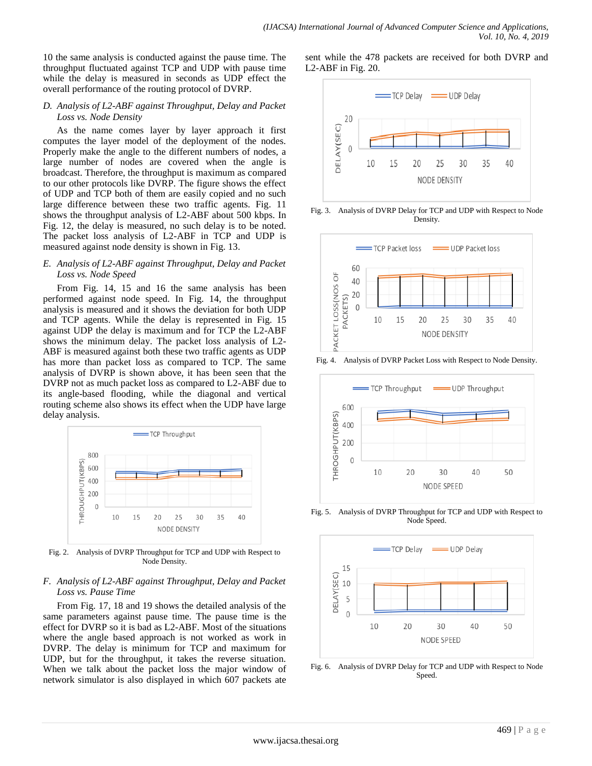10 the same analysis is conducted against the pause time. The throughput fluctuated against TCP and UDP with pause time while the delay is measured in seconds as UDP effect the overall performance of the routing protocol of DVRP.

### *D. Analysis of L2-ABF against Throughput, Delay and Packet Loss vs. Node Density*

As the name comes layer by layer approach it first computes the layer model of the deployment of the nodes. Properly make the angle to the different numbers of nodes, a large number of nodes are covered when the angle is broadcast. Therefore, the throughput is maximum as compared to our other protocols like DVRP. The figure shows the effect of UDP and TCP both of them are easily copied and no such large difference between these two traffic agents. Fig. 11 shows the throughput analysis of L2-ABF about 500 kbps. In Fig. 12, the delay is measured, no such delay is to be noted. The packet loss analysis of L2-ABF in TCP and UDP is measured against node density is shown in Fig. 13.

### *E. Analysis of L2-ABF against Throughput, Delay and Packet Loss vs. Node Speed*

From Fig. 14, 15 and 16 the same analysis has been performed against node speed. In Fig. 14, the throughput analysis is measured and it shows the deviation for both UDP and TCP agents. While the delay is represented in Fig. 15 against UDP the delay is maximum and for TCP the L2-ABF shows the minimum delay. The packet loss analysis of L2-ABF is measured against both these two traffic agents as UDP has more than packet loss as compared to TCP. The same analysis of DVRP is shown above, it has been seen that the DVRP not as much packet loss as compared to L2-ABF due to its angle-based flooding, while the diagonal and vertical routing scheme also shows its effect when the UDP have large delay analysis.

Fig. 2. Analysis of DVRP Throughput for TCP and UDP with Respect to Node Density.

### *F. Analysis of L2-ABF against Throughput, Delay and Packet Loss vs. Pause Time*

From Fig. 17, 18 and 19 shows the detailed analysis of the same parameters against pause time. The pause time is the effect for DVRP so it is bad as L2-ABF. Most of the situations where the angle based approach is not worked as work in DVRP. The delay is minimum for TCP and maximum for UDP, but for the throughput, it takes the reverse situation. When we talk about the packet loss the major window of network simulator is also displayed in which 607 packets ate sent while the 478 packets are received for both DVRP and L2-ABF in Fig. 20.

Fig. 3. Analysis of DVRP Delay for TCP and UDP with Respect to Node Density.

Fig. 4. Analysis of DVRP Packet Loss with Respect to Node Density.

Fig. 5. Analysis of DVRP Throughput for TCP and UDP with Respect to Node Speed.

Fig. 6. Analysis of DVRP Delay for TCP and UDP with Respect to Node Speed.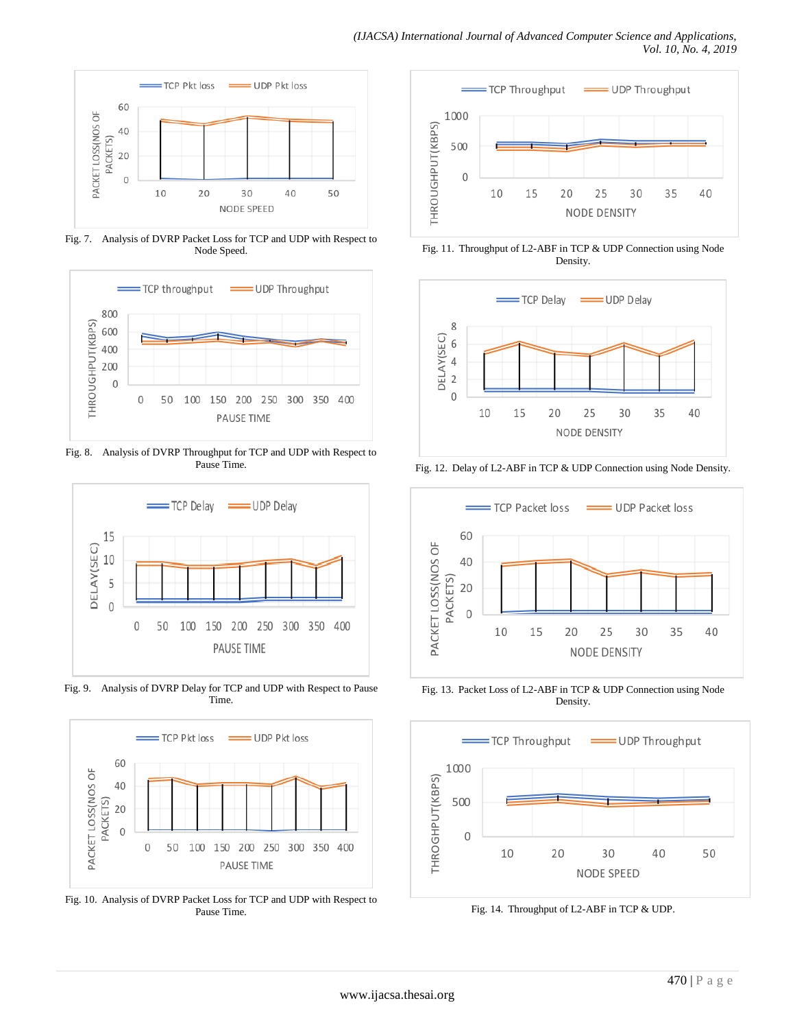Fig. 7. Analysis of DVRP Packet Loss for TCP and UDP with Respect to Node Speed.

Fig. 8. Analysis of DVRP Throughput for TCP and UDP with Respect to Pause Time.

Fig. 9. Analysis of DVRP Delay for TCP and UDP with Respect to Pause Time.

Fig. 10. Analysis of DVRP Packet Loss for TCP and UDP with Respect to Pause Time.

Fig. 11. Throughput of L2-ABF in TCP & UDP Connection using Node Density.

Fig. 12. Delay of L2-ABF in TCP & UDP Connection using Node Density.

Fig. 13. Packet Loss of L2-ABF in TCP & UDP Connection using Node Density.

Fig. 14. Throughput of L2-ABF in TCP & UDP.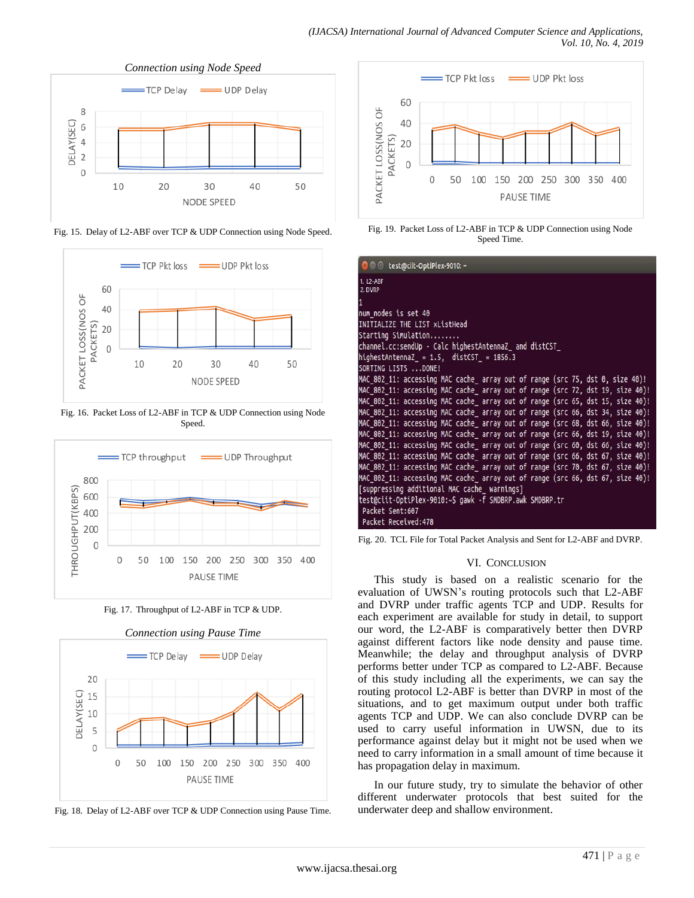Fig. 15. Delay of L2-ABF over TCP & UDP Connection using Node Speed.

Fig. 16. Packet Loss of L2-ABF in TCP & UDP Connection using Node Speed.

Fig. 17. Throughput of L2-ABF in TCP & UDP.

Fig. 18. Delay of L2-ABF over TCP & UDP Connection using Pause Time.

Fig. 19. Packet Loss of L2-ABF in TCP & UDP Connection using Node Speed Time.

```
test@ciit-OptiPlex-9010: ~
1. L2-ABF
2. DVRP
1
num_nodes is set 40
INITIALIZE THE LIST xListHead
Starting Simulation........
channel.cc:sendUp - Calc highestAntennaZ_ and distCST_
highestAntennaZ_ = 1.5,  distCST_ = 1856.3
SORTING LISTS ...DONE!
MAC_802_11: accessing MAC cache_ array out of range (src 75, dst 0, size 40)!
MAC_802_11: accessing MAC cache_ array out of range (src 72, dst 19, size 40)!
MAC_802_11: accessing MAC cache_ array out of range (src 65, dst 15, size 40)!
MAC_802_11: accessing MAC cache_ array out of range (src 66, dst 34, size 40)!
MAC_802_11: accessing MAC cache_ array out of range (src 68, dst 66, size 40)!
MAC_802_11: accessing MAC cache_ array out of range (src 66, dst 19, size 40)!
MAC_802_11: accessing MAC cache_ array out of range (src 60, dst 66, size 40)!
MAC_802_11: accessing MAC cache_ array out of range (src 66, dst 67, size 40)!
MAC_802_11: accessing MAC cache_ array out of range (src 70, dst 67, size 40)!
MAC_802_11: accessing MAC cache_ array out of range (src 66, dst 67, size 40)!
[suppressing additional MAC cache_ warnings]
test@ciit-OptiPlex-9010:~$ gawk -f SMDBRP.awk SMDBRP.tr
 Packet Sent:607
 Packet Received:478
```

Fig. 20. TCL File for Total Packet Analysis and Sent for L2-ABF and DVRP.

## VI. Conclusion

This study is based on a realistic scenario for the evaluation of UWSN's routing protocols such that L2-ABF and DVRP under traffic agents TCP and UDP. Results for each experiment are available for study in detail, to support our word, the L2-ABF is comparatively better then DVRP against different factors like node density and pause time. Meanwhile; the delay and throughput analysis of DVRP performs better under TCP as compared to L2-ABF. Because of this study including all the experiments, we can say the routing protocol L2-ABF is better than DVRP in most of the situations, and to get maximum output under both traffic agents TCP and UDP. We can also conclude DVRP can be used to carry useful information in UWSN, due to its performance against delay but it might not be used when we need to carry information in a small amount of time because it has propagation delay in maximum.

In our future study, try to simulate the behavior of other different underwater protocols that best suited for the underwater deep and shallow environment.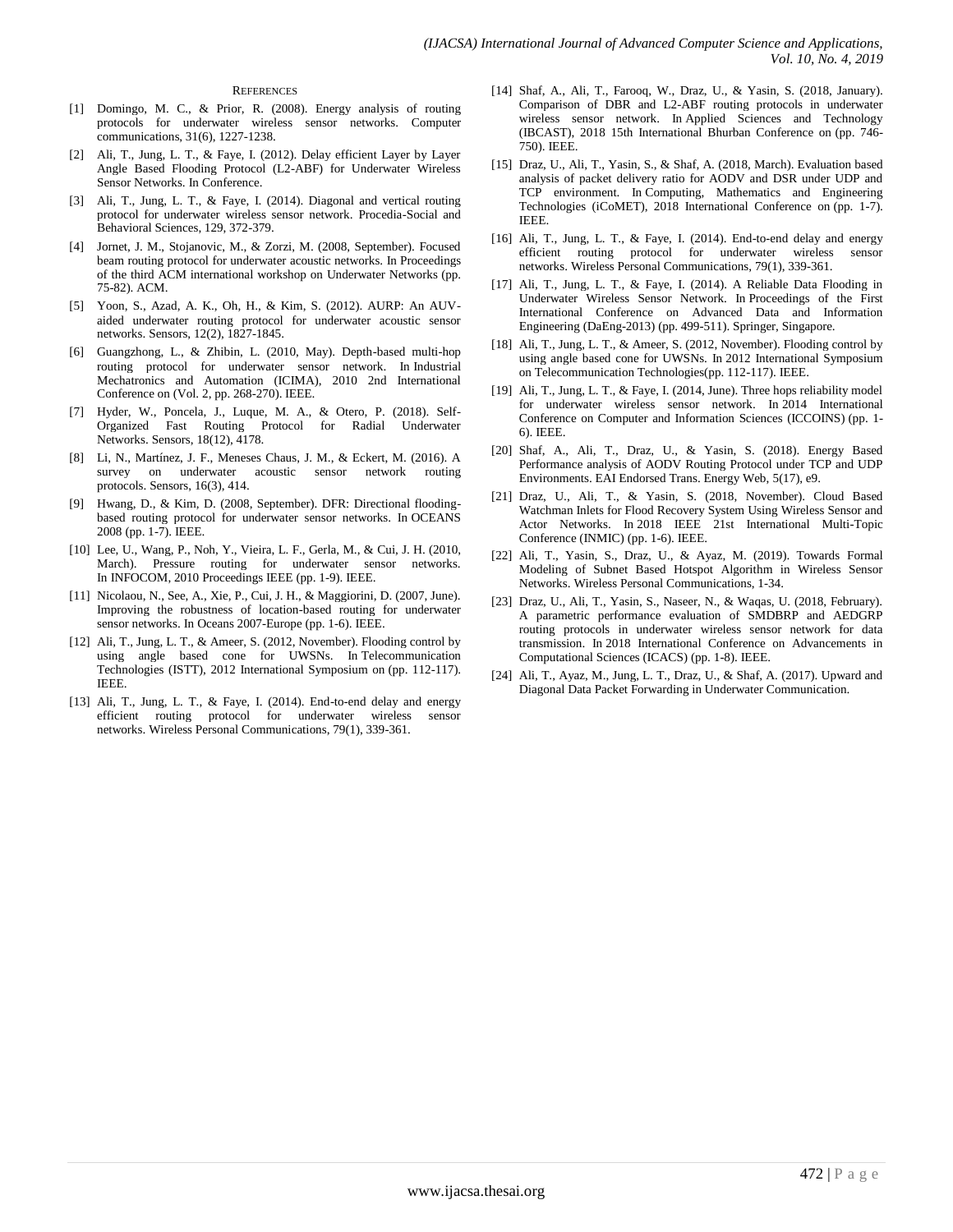## References

[1] Domingo, M. C., & Prior, R. (2008). Energy analysis of routing protocols for underwater wireless sensor networks. Computer communications, 31(6), 1227-1238.

[2] Ali, T., Jung, L. T., & Faye, I. (2012). Delay efficient Layer by Layer Angle Based Flooding Protocol (L2-ABF) for Underwater Wireless Sensor Networks. In Conference.

[3] Ali, T., Jung, L. T., & Faye, I. (2014). Diagonal and vertical routing protocol for underwater wireless sensor network. Procedia-Social and Behavioral Sciences, 129, 372-379.

[4] Jornet, J. M., Stojanovic, M., & Zorzi, M. (2008, September). Focused beam routing protocol for underwater acoustic networks. In Proceedings of the third ACM international workshop on Underwater Networks (pp. 75-82). ACM.

[5] Yoon, S., Azad, A. K., Oh, H., & Kim, S. (2012). AURP: An AUV-aided underwater routing protocol for underwater acoustic sensor networks. Sensors, 12(2), 1827-1845.

[6] Guangzhong, L., & Zhibin, L. (2010, May). Depth-based multi-hop routing protocol for underwater sensor network. In Industrial Mechatronics and Automation (ICIMA), 2010 2nd International Conference on (Vol. 2, pp. 268-270). IEEE.

[7] Hyder, W., Poncela, J., Luque, M. A., & Otero, P. (2018). Self-Organized Fast Routing Protocol for Radial Underwater Networks. Sensors, 18(12), 4178.

[8] Li, N., Martínez, J. F., Meneses Chaus, J. M., & Eckert, M. (2016). A survey on underwater acoustic sensor network routing protocols. Sensors, 16(3), 414.

[9] Hwang, D., & Kim, D. (2008, September). DFR: Directional flooding-based routing protocol for underwater sensor networks. In OCEANS 2008 (pp. 1-7). IEEE.

[10] Lee, U., Wang, P., Noh, Y., Vieira, L. F., Gerla, M., & Cui, J. H. (2010, March). Pressure routing for underwater sensor networks. In INFOCOM, 2010 Proceedings IEEE (pp. 1-9). IEEE.

[11] Nicolaou, N., See, A., Xie, P., Cui, J. H., & Maggiorini, D. (2007, June). Improving the robustness of location-based routing for underwater sensor networks. In Oceans 2007-Europe (pp. 1-6). IEEE.

[12] Ali, T., Jung, L. T., & Ameer, S. (2012, November). Flooding control by using angle based cone for UWSNs. In Telecommunication Technologies (ISTT), 2012 International Symposium on (pp. 112-117). IEEE.

[13] Ali, T., Jung, L. T., & Faye, I. (2014). End-to-end delay and energy efficient routing protocol for underwater wireless sensor networks. Wireless Personal Communications, 79(1), 339-361.

[14] Shaf, A., Ali, T., Farooq, W., Draz, U., & Yasin, S. (2018, January). Comparison of DBR and L2-ABF routing protocols in underwater wireless sensor network. In Applied Sciences and Technology (IBCAST), 2018 15th International Bhurban Conference on (pp. 746-750). IEEE.

[15] Draz, U., Ali, T., Yasin, S., & Shaf, A. (2018, March). Evaluation based analysis of packet delivery ratio for AODV and DSR under UDP and TCP environment. In Computing, Mathematics and Engineering Technologies (iCoMET), 2018 International Conference on (pp. 1-7). IEEE.

[16] Ali, T., Jung, L. T., & Faye, I. (2014). End-to-end delay and energy efficient routing protocol for underwater wireless sensor networks. Wireless Personal Communications, 79(1), 339-361.

[17] Ali, T., Jung, L. T., & Faye, I. (2014). A Reliable Data Flooding in Underwater Wireless Sensor Network. In Proceedings of the First International Conference on Advanced Data and Information Engineering (DaEng-2013) (pp. 499-511). Springer, Singapore.

[18] Ali, T., Jung, L. T., & Ameer, S. (2012, November). Flooding control by using angle based cone for UWSNs. In 2012 International Symposium on Telecommunication Technologies(pp. 112-117). IEEE.

[19] Ali, T., Jung, L. T., & Faye, I. (2014, June). Three hops reliability model for underwater wireless sensor network. In 2014 International Conference on Computer and Information Sciences (ICCOINS) (pp. 1-6). IEEE.

[20] Shaf, A., Ali, T., Draz, U., & Yasin, S. (2018). Energy Based Performance analysis of AODV Routing Protocol under TCP and UDP Environments. EAI Endorsed Trans. Energy Web, 5(17), e9.

[21] Draz, U., Ali, T., & Yasin, S. (2018, November). Cloud Based Watchman Inlets for Flood Recovery System Using Wireless Sensor and Actor Networks. In 2018 IEEE 21st International Multi-Topic Conference (INMIC) (pp. 1-6). IEEE.

[22] Ali, T., Yasin, S., Draz, U., & Ayaz, M. (2019). Towards Formal Modeling of Subnet Based Hotspot Algorithm in Wireless Sensor Networks. Wireless Personal Communications, 1-34.

[23] Draz, U., Ali, T., Yasin, S., Naseer, N., & Waqas, U. (2018, February). A parametric performance evaluation of SMDBRP and AEDGRP routing protocols in underwater wireless sensor network for data transmission. In 2018 International Conference on Advancements in Computational Sciences (ICACS) (pp. 1-8). IEEE.

[24] Ali, T., Ayaz, M., Jung, L. T., Draz, U., & Shaf, A. (2017). Upward and Diagonal Data Packet Forwarding in Underwater Communication.